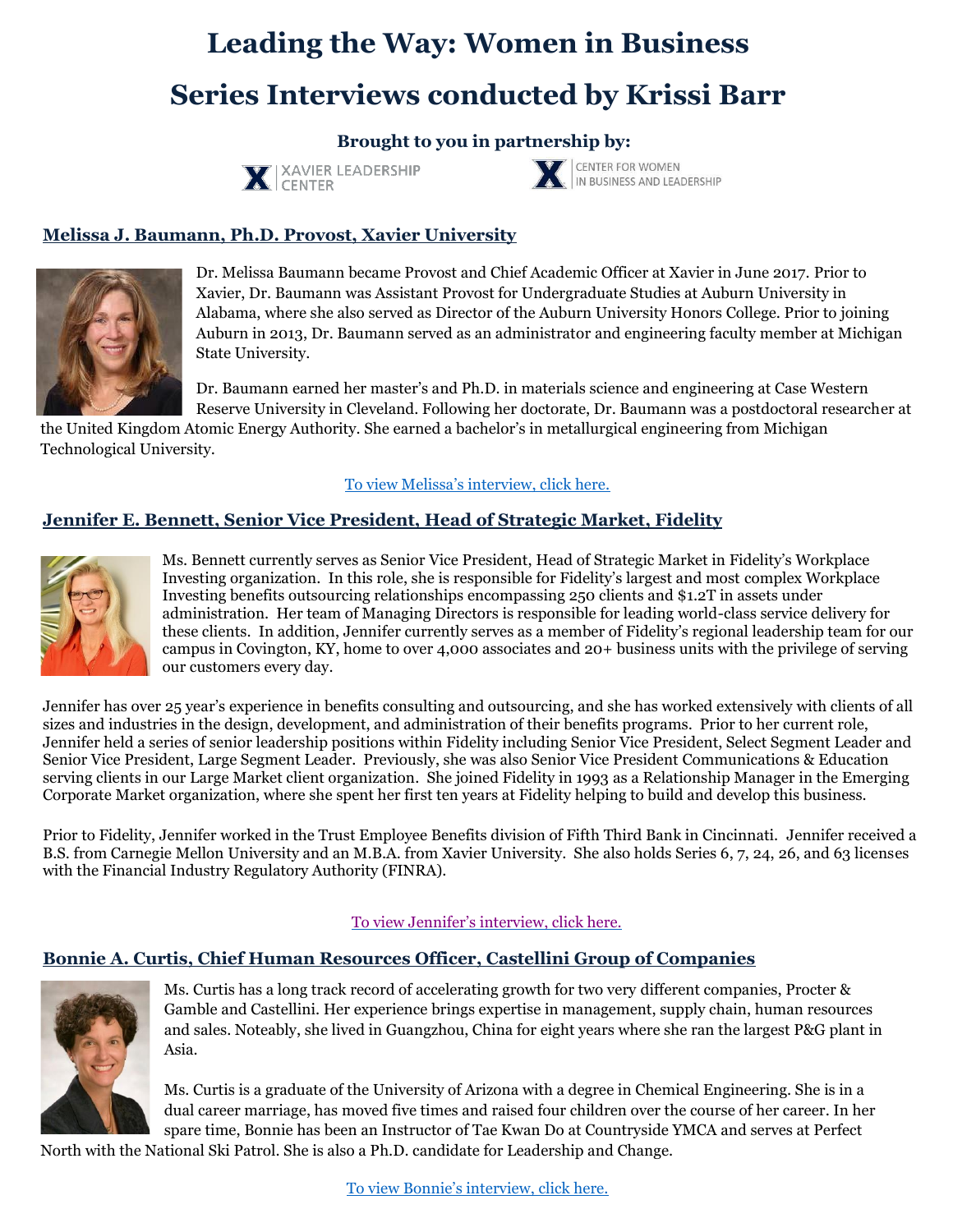# Leading the Way: Women in Business

# Series Interviews conducted by Krissi Barr

### Brought to you in partnership by:

XAVIER LEADERSHIP CENTER | CENTER FOR WOMEN IN BUSINESS AND LEADERSHIP

## Melissa J. Baumann, Ph.D. Provost, Xavier University

Dr. Melissa Baumann became Provost and Chief Academic Officer at Xavier in June 2017. Prior to Xavier, Dr. Baumann was Assistant Provost for Undergraduate Studies at Auburn University in Alabama, where she also served as Director of the Auburn University Honors College. Prior to joining Auburn in 2013, Dr. Baumann served as an administrator and engineering faculty member at Michigan State University.

Dr. Baumann earned her master's and Ph.D. in materials science and engineering at Case Western Reserve University in Cleveland. Following her doctorate, Dr. Baumann was a postdoctoral researcher at the United Kingdom Atomic Energy Authority. She earned a bachelor's in metallurgical engineering from Michigan Technological University.

To view Melissa's interview, click here.

## Jennifer E. Bennett, Senior Vice President, Head of Strategic Market, Fidelity

Ms. Bennett currently serves as Senior Vice President, Head of Strategic Market in Fidelity's Workplace Investing organization. In this role, she is responsible for Fidelity's largest and most complex Workplace Investing benefits outsourcing relationships encompassing 250 clients and $1.2T in assets under administration. Her team of Managing Directors is responsible for leading world-class service delivery for these clients. In addition, Jennifer currently serves as a member of Fidelity's regional leadership team for our campus in Covington, KY, home to over 4,000 associates and 20+ business units with the privilege of serving our customers every day.

Jennifer has over 25 year's experience in benefits consulting and outsourcing, and she has worked extensively with clients of all sizes and industries in the design, development, and administration of their benefits programs. Prior to her current role, Jennifer held a series of senior leadership positions within Fidelity including Senior Vice President, Select Segment Leader and Senior Vice President, Large Segment Leader. Previously, she was also Senior Vice President Communications & Education serving clients in our Large Market client organization. She joined Fidelity in 1993 as a Relationship Manager in the Emerging Corporate Market organization, where she spent her first ten years at Fidelity helping to build and develop this business.

Prior to Fidelity, Jennifer worked in the Trust Employee Benefits division of Fifth Third Bank in Cincinnati. Jennifer received a B.S. from Carnegie Mellon University and an M.B.A. from Xavier University. She also holds Series 6, 7, 24, 26, and 63 licenses with the Financial Industry Regulatory Authority (FINRA).

To view Jennifer's interview, click here.

## Bonnie A. Curtis, Chief Human Resources Officer, Castellini Group of Companies

Ms. Curtis has a long track record of accelerating growth for two very different companies, Procter & Gamble and Castellini. Her experience brings expertise in management, supply chain, human resources and sales. Noteably, she lived in Guangzhou, China for eight years where she ran the largest P&G plant in Asia.

Ms. Curtis is a graduate of the University of Arizona with a degree in Chemical Engineering. She is in a dual career marriage, has moved five times and raised four children over the course of her career. In her spare time, Bonnie has been an Instructor of Tae Kwan Do at Countryside YMCA and serves at Perfect North with the National Ski Patrol. She is also a Ph.D. candidate for Leadership and Change.

To view Bonnie's interview, click here.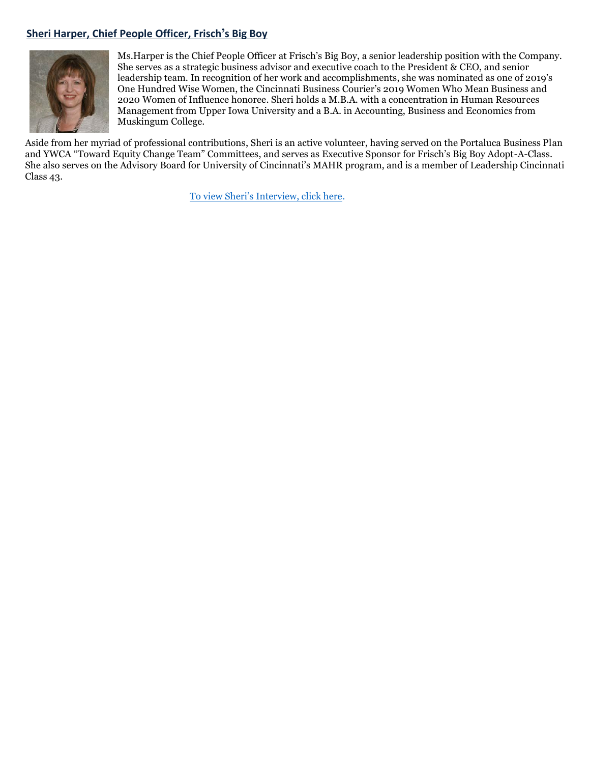## Sheri Harper, Chief People Officer, Frisch's Big Boy

Ms.Harper is the Chief People Officer at Frisch's Big Boy, a senior leadership position with the Company. She serves as a strategic business advisor and executive coach to the President & CEO, and senior leadership team. In recognition of her work and accomplishments, she was nominated as one of 2019's One Hundred Wise Women, the Cincinnati Business Courier's 2019 Women Who Mean Business and 2020 Women of Influence honoree. Sheri holds a M.B.A. with a concentration in Human Resources Management from Upper Iowa University and a B.A. in Accounting, Business and Economics from Muskingum College.

Aside from her myriad of professional contributions, Sheri is an active volunteer, having served on the Portaluca Business Plan and YWCA "Toward Equity Change Team" Committees, and serves as Executive Sponsor for Frisch's Big Boy Adopt-A-Class. She also serves on the Advisory Board for University of Cincinnati's MAHR program, and is a member of Leadership Cincinnati Class 43.

To view Sheri's Interview, click here.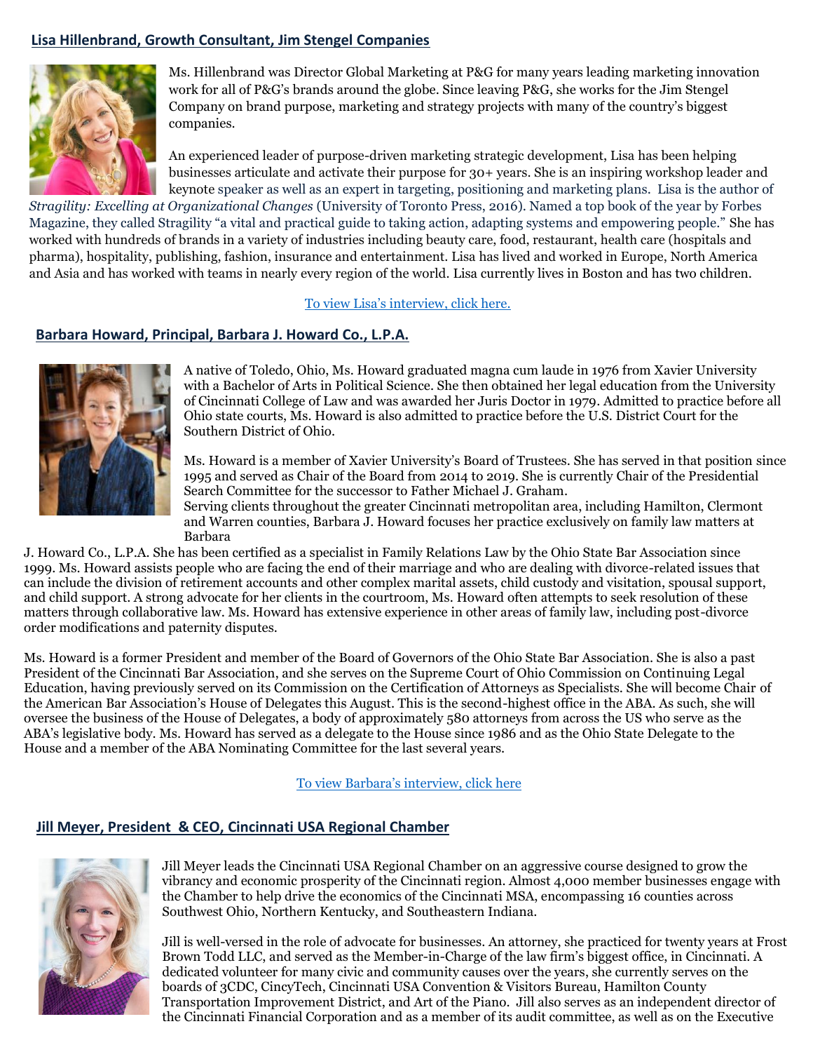## Lisa Hillenbrand, Growth Consultant, Jim Stengel Companies

Ms. Hillenbrand was Director Global Marketing at P&G for many years leading marketing innovation work for all of P&G's brands around the globe. Since leaving P&G, she works for the Jim Stengel Company on brand purpose, marketing and strategy projects with many of the country's biggest companies.

An experienced leader of purpose-driven marketing strategic development, Lisa has been helping businesses articulate and activate their purpose for 30+ years. She is an inspiring workshop leader and keynote speaker as well as an expert in targeting, positioning and marketing plans. Lisa is the author of *Stragility: Excelling at Organizational Changes* (University of Toronto Press, 2016). Named a top book of the year by Forbes Magazine, they called Stragility "a vital and practical guide to taking action, adapting systems and empowering people." She has worked with hundreds of brands in a variety of industries including beauty care, food, restaurant, health care (hospitals and pharma), hospitality, publishing, fashion, insurance and entertainment. Lisa has lived and worked in Europe, North America and Asia and has worked with teams in nearly every region of the world. Lisa currently lives in Boston and has two children.

To view Lisa's interview, click here.

## Barbara Howard, Principal, Barbara J. Howard Co., L.P.A.

A native of Toledo, Ohio, Ms. Howard graduated magna cum laude in 1976 from Xavier University with a Bachelor of Arts in Political Science. She then obtained her legal education from the University of Cincinnati College of Law and was awarded her Juris Doctor in 1979. Admitted to practice before all Ohio state courts, Ms. Howard is also admitted to practice before the U.S. District Court for the Southern District of Ohio.

Ms. Howard is a member of Xavier University's Board of Trustees. She has served in that position since 1995 and served as Chair of the Board from 2014 to 2019. She is currently Chair of the Presidential Search Committee for the successor to Father Michael J. Graham.
Serving clients throughout the greater Cincinnati metropolitan area, including Hamilton, Clermont and Warren counties, Barbara J. Howard focuses her practice exclusively on family law matters at Barbara J. Howard Co., L.P.A. She has been certified as a specialist in Family Relations Law by the Ohio State Bar Association since 1999. Ms. Howard assists people who are facing the end of their marriage and who are dealing with divorce-related issues that can include the division of retirement accounts and other complex marital assets, child custody and visitation, spousal support, and child support. A strong advocate for her clients in the courtroom, Ms. Howard often attempts to seek resolution of these matters through collaborative law. Ms. Howard has extensive experience in other areas of family law, including post-divorce order modifications and paternity disputes.

Ms. Howard is a former President and member of the Board of Governors of the Ohio State Bar Association. She is also a past President of the Cincinnati Bar Association, and she serves on the Supreme Court of Ohio Commission on Continuing Legal Education, having previously served on its Commission on the Certification of Attorneys as Specialists. She will become Chair of the American Bar Association's House of Delegates this August. This is the second-highest office in the ABA. As such, she will oversee the business of the House of Delegates, a body of approximately 580 attorneys from across the US who serve as the ABA's legislative body. Ms. Howard has served as a delegate to the House since 1986 and as the Ohio State Delegate to the House and a member of the ABA Nominating Committee for the last several years.

To view Barbara's interview, click here

## Jill Meyer, President & CEO, Cincinnati USA Regional Chamber

Jill Meyer leads the Cincinnati USA Regional Chamber on an aggressive course designed to grow the vibrancy and economic prosperity of the Cincinnati region. Almost 4,000 member businesses engage with the Chamber to help drive the economics of the Cincinnati MSA, encompassing 16 counties across Southwest Ohio, Northern Kentucky, and Southeastern Indiana.

Jill is well-versed in the role of advocate for businesses. An attorney, she practiced for twenty years at Frost Brown Todd LLC, and served as the Member-in-Charge of the law firm's biggest office, in Cincinnati. A dedicated volunteer for many civic and community causes over the years, she currently serves on the boards of 3CDC, CincyTech, Cincinnati USA Convention & Visitors Bureau, Hamilton County Transportation Improvement District, and Art of the Piano. Jill also serves as an independent director of the Cincinnati Financial Corporation and as a member of its audit committee, as well as on the Executive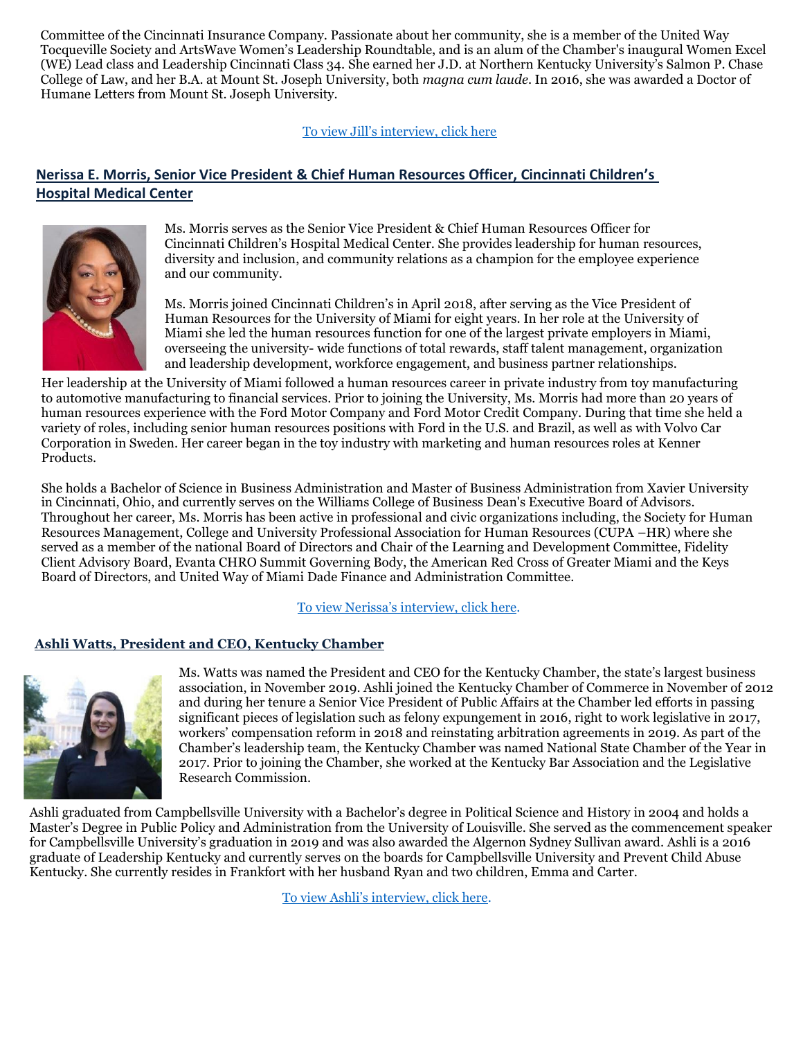Committee of the Cincinnati Insurance Company. Passionate about her community, she is a member of the United Way Tocqueville Society and ArtsWave Women's Leadership Roundtable, and is an alum of the Chamber's inaugural Women Excel (WE) Lead class and Leadership Cincinnati Class 34. She earned her J.D. at Northern Kentucky University's Salmon P. Chase College of Law, and her B.A. at Mount St. Joseph University, both *magna cum laude*. In 2016, she was awarded a Doctor of Humane Letters from Mount St. Joseph University.

To view Jill's interview, click here

## Nerissa E. Morris, Senior Vice President & Chief Human Resources Officer, Cincinnati Children's Hospital Medical Center

Ms. Morris serves as the Senior Vice President & Chief Human Resources Officer for Cincinnati Children's Hospital Medical Center. She provides leadership for human resources, diversity and inclusion, and community relations as a champion for the employee experience and our community.

Ms. Morris joined Cincinnati Children's in April 2018, after serving as the Vice President of Human Resources for the University of Miami for eight years. In her role at the University of Miami she led the human resources function for one of the largest private employers in Miami, overseeing the university- wide functions of total rewards, staff talent management, organization and leadership development, workforce engagement, and business partner relationships.

Her leadership at the University of Miami followed a human resources career in private industry from toy manufacturing to automotive manufacturing to financial services. Prior to joining the University, Ms. Morris had more than 20 years of human resources experience with the Ford Motor Company and Ford Motor Credit Company. During that time she held a variety of roles, including senior human resources positions with Ford in the U.S. and Brazil, as well as with Volvo Car Corporation in Sweden. Her career began in the toy industry with marketing and human resources roles at Kenner Products.

She holds a Bachelor of Science in Business Administration and Master of Business Administration from Xavier University in Cincinnati, Ohio, and currently serves on the Williams College of Business Dean's Executive Board of Advisors. Throughout her career, Ms. Morris has been active in professional and civic organizations including, the Society for Human Resources Management, College and University Professional Association for Human Resources (CUPA –HR) where she served as a member of the national Board of Directors and Chair of the Learning and Development Committee, Fidelity Client Advisory Board, Evanta CHRO Summit Governing Body, the American Red Cross of Greater Miami and the Keys Board of Directors, and United Way of Miami Dade Finance and Administration Committee.

To view Nerissa's interview, click here.

## Ashli Watts, President and CEO, Kentucky Chamber

Ms. Watts was named the President and CEO for the Kentucky Chamber, the state's largest business association, in November 2019. Ashli joined the Kentucky Chamber of Commerce in November of 2012 and during her tenure a Senior Vice President of Public Affairs at the Chamber led efforts in passing significant pieces of legislation such as felony expungement in 2016, right to work legislative in 2017, workers' compensation reform in 2018 and reinstating arbitration agreements in 2019. As part of the Chamber's leadership team, the Kentucky Chamber was named National State Chamber of the Year in 2017. Prior to joining the Chamber, she worked at the Kentucky Bar Association and the Legislative Research Commission.

Ashli graduated from Campbellsville University with a Bachelor's degree in Political Science and History in 2004 and holds a Master's Degree in Public Policy and Administration from the University of Louisville. She served as the commencement speaker for Campbellsville University's graduation in 2019 and was also awarded the Algernon Sydney Sullivan award. Ashli is a 2016 graduate of Leadership Kentucky and currently serves on the boards for Campbellsville University and Prevent Child Abuse Kentucky. She currently resides in Frankfort with her husband Ryan and two children, Emma and Carter.

To view Ashli's interview, click here.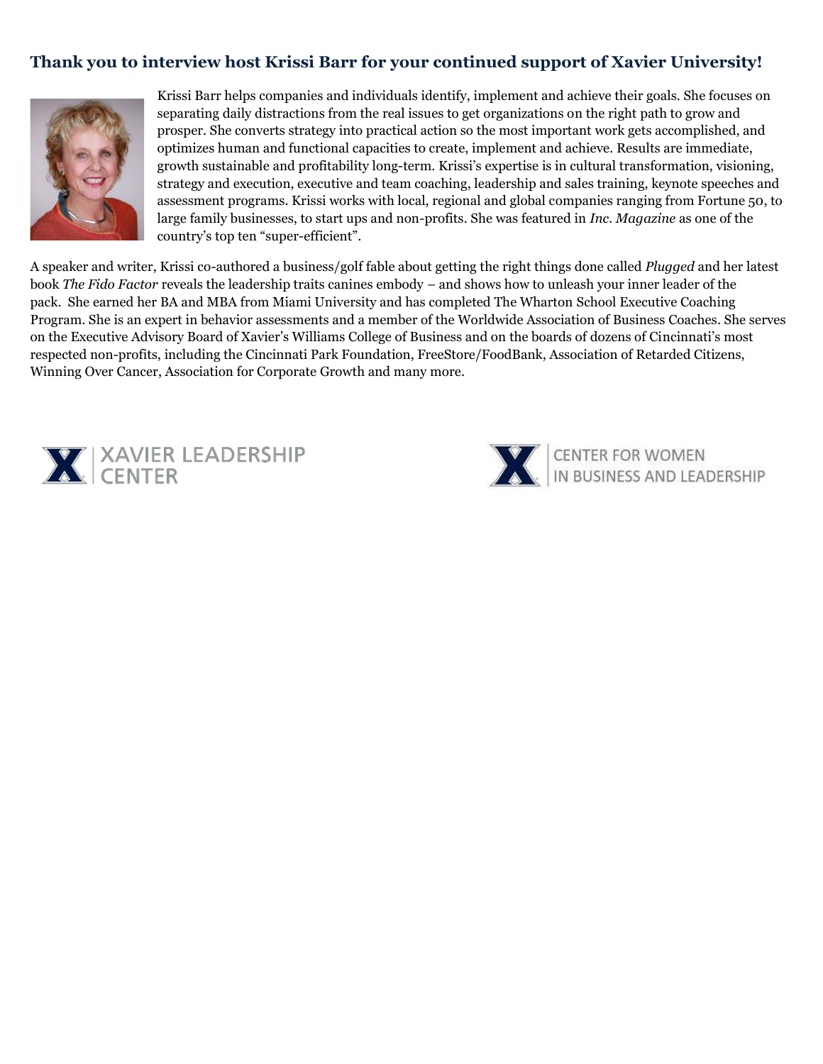## Thank you to interview host Krissi Barr for your continued support of Xavier University!

Krissi Barr helps companies and individuals identify, implement and achieve their goals. She focuses on separating daily distractions from the real issues to get organizations on the right path to grow and prosper. She converts strategy into practical action so the most important work gets accomplished, and optimizes human and functional capacities to create, implement and achieve. Results are immediate, growth sustainable and profitability long-term. Krissi's expertise is in cultural transformation, visioning, strategy and execution, executive and team coaching, leadership and sales training, keynote speeches and assessment programs. Krissi works with local, regional and global companies ranging from Fortune 50, to large family businesses, to start ups and non-profits. She was featured in *Inc. Magazine* as one of the country's top ten "super-efficient".

A speaker and writer, Krissi co-authored a business/golf fable about getting the right things done called *Plugged* and her latest book *The Fido Factor* reveals the leadership traits canines embody – and shows how to unleash your inner leader of the pack. She earned her BA and MBA from Miami University and has completed The Wharton School Executive Coaching Program. She is an expert in behavior assessments and a member of the Worldwide Association of Business Coaches. She serves on the Executive Advisory Board of Xavier's Williams College of Business and on the boards of dozens of Cincinnati's most respected non-profits, including the Cincinnati Park Foundation, FreeStore/FoodBank, Association of Retarded Citizens, Winning Over Cancer, Association for Corporate Growth and many more.

XAVIER LEADERSHIP CENTER

CENTER FOR WOMEN IN BUSINESS AND LEADERSHIP